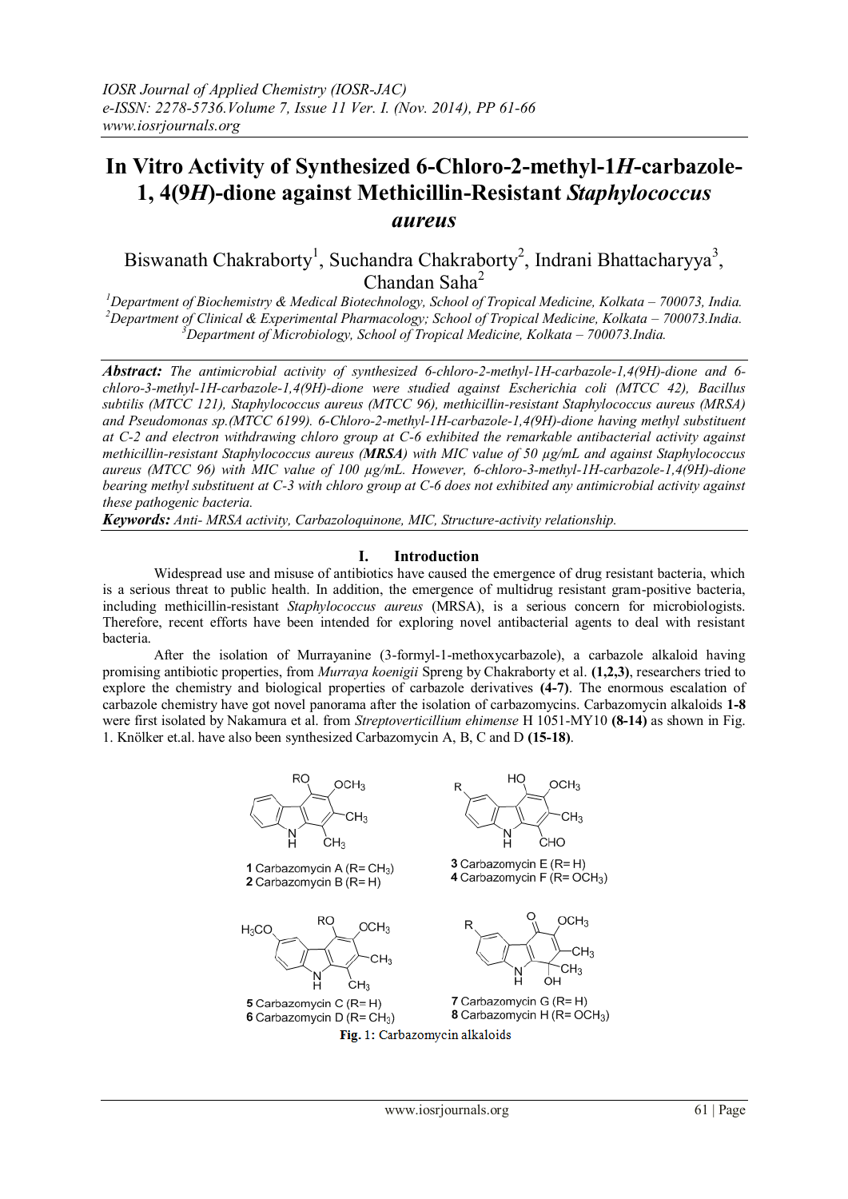# In Vitro Activity of Synthesized 6-Chloro-2-methyl-1*H*-carbazole-1, 4(9*H*)-dione against Methicillin-Resistant *Staphylococcus aureus*

Biswanath Chakraborty[1], Suchandra Chakraborty[2], Indrani Bhattacharyya[3], Chandan Saha[2]

[1]Department of Biochemistry & Medical Biotechnology, School of Tropical Medicine, Kolkata – 700073, India.
[2]Department of Clinical & Experimental Pharmacology; School of Tropical Medicine, Kolkata – 700073.India.
[3]Department of Microbiology, School of Tropical Medicine, Kolkata – 700073.India.

***Abstract:*** *The antimicrobial activity of synthesized 6-chloro-2-methyl-1H-carbazole-1,4(9H)-dione and 6-chloro-3-methyl-1H-carbazole-1,4(9H)-dione were studied against Escherichia coli (MTCC 42), Bacillus subtilis (MTCC 121), Staphylococcus aureus (MTCC 96), methicillin-resistant Staphylococcus aureus (MRSA) and Pseudomonas sp.(MTCC 6199). 6-Chloro-2-methyl-1H-carbazole-1,4(9H)-dione having methyl substituent at C-2 and electron withdrawing chloro group at C-6 exhibited the remarkable antibacterial activity against methicillin-resistant Staphylococcus aureus (**MRSA**) with MIC value of 50 µg/mL and against Staphylococcus aureus (MTCC 96) with MIC value of 100 µg/mL. However, 6-chloro-3-methyl-1H-carbazole-1,4(9H)-dione bearing methyl substituent at C-3 with chloro group at C-6 does not exhibited any antimicrobial activity against these pathogenic bacteria.*

***Keywords:*** *Anti- MRSA activity, Carbazoloquinone, MIC, Structure-activity relationship.*

## I. Introduction

Widespread use and misuse of antibiotics have caused the emergence of drug resistant bacteria, which is a serious threat to public health. In addition, the emergence of multidrug resistant gram-positive bacteria, including methicillin-resistant *Staphylococcus aureus* (MRSA), is a serious concern for microbiologists. Therefore, recent efforts have been intended for exploring novel antibacterial agents to deal with resistant bacteria.

After the isolation of Murrayanine (3-formyl-1-methoxycarbazole), a carbazole alkaloid having promising antibiotic properties, from *Murraya koenigii* Spreng by Chakraborty et al. **(1,2,3)**, researchers tried to explore the chemistry and biological properties of carbazole derivatives **(4-7)**. The enormous escalation of carbazole chemistry have got novel panorama after the isolation of carbazomycins. Carbazomycin alkaloids **1-8** were first isolated by Nakamura et al. from *Streptoverticillium ehimense* H 1051-MY10 **(8-14)** as shown in Fig. 1. Knölker et.al. have also been synthesized Carbazomycin A, B, C and D **(15-18)**.

**1** Carbazomycin A (R= $CH_3$)
**2** Carbazomycin B (R= H)

**3** Carbazomycin E (R= H)
**4** Carbazomycin F (R= $OCH_3$)

**5** Carbazomycin C (R= H)
**6** Carbazomycin D (R= $CH_3$)

**7** Carbazomycin G (R= H)
**8** Carbazomycin H (R= $OCH_3$)

**Fig. 1:** Carbazomycin alkaloids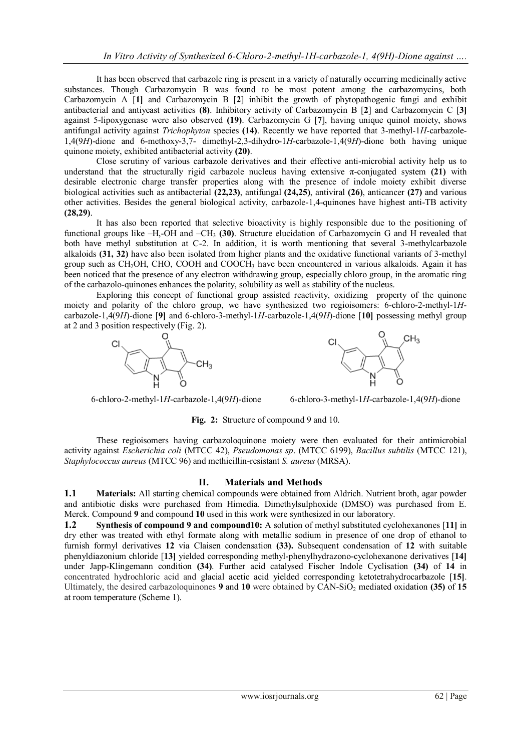It has been observed that carbazole ring is present in a variety of naturally occurring medicinally active substances. Though Carbazomycin B was found to be most potent among the carbazomycins, both Carbazomycin A [**1**] and Carbazomycin B [**2**] inhibit the growth of phytopathogenic fungi and exhibit antibacterial and antiyeast activities **(8)**. Inhibitory activity of Carbazomycin B [**2**] and Carbazomycin C [**3**] against 5-lipoxygenase were also observed **(19)**. Carbazomycin G [**7**], having unique quinol moiety, shows antifungal activity against *Trichophyton* species **(14)**. Recently we have reported that 3-methyl-1*H*-carbazole-1,4(9*H*)-dione and 6-methoxy-3,7- dimethyl-2,3-dihydro-1*H*-carbazole-1,4(9*H*)-dione both having unique quinone moiety, exhibited antibacterial activity **(20)**.

Close scrutiny of various carbazole derivatives and their effective anti-microbial activity help us to understand that the structurally rigid carbazole nucleus having extensive π-conjugated system **(21)** with desirable electronic charge transfer properties along with the presence of indole moiety exhibit diverse biological activities such as antibacterial **(22,23)**, antifungal **(24,25)**, antiviral **(26)**, anticancer **(27)** and various other activities. Besides the general biological activity, carbazole-1,4-quinones have highest anti-TB activity **(28,29)**.

It has also been reported that selective bioactivity is highly responsible due to the positioning of functional groups like –H,-OH and $-CH_3$ **(30)**. Structure elucidation of Carbazomycin G and H revealed that both have methyl substitution at C-2. In addition, it is worth mentioning that several 3-methylcarbazole alkaloids **(31, 32)** have also been isolated from higher plants and the oxidative functional variants of 3-methyl group such as $CH_2OH$, CHO, COOH and $COOCH_3$ have been encountered in various alkaloids. Again it has been noticed that the presence of any electron withdrawing group, especially chloro group, in the aromatic ring of the carbazolo-quinones enhances the polarity, solubility as well as stability of the nucleus.

Exploring this concept of functional group assisted reactivity, oxidizing property of the quinone moiety and polarity of the chloro group, we have synthesized two regioisomers: 6-chloro-2-methyl-1*H*-carbazole-1,4(9*H*)-dione [**9**] and 6-chloro-3-methyl-1*H*-carbazole-1,4(9*H*)-dione [**10**] possessing methyl group at 2 and 3 position respectively (Fig. 2).

6-chloro-2-methyl-1*H*-carbazole-1,4(9*H*)-dione 6-chloro-3-methyl-1*H*-carbazole-1,4(9*H*)-dione

**Fig. 2:** Structure of compound 9 and 10.

These regioisomers having carbazoloquinone moiety were then evaluated for their antimicrobial activity against *Escherichia coli* (MTCC 42), *Pseudomonas sp*. (MTCC 6199), *Bacillus subtilis* (MTCC 121), *Staphylococcus aureus* (MTCC 96) and methicillin-resistant *S. aureus* (MRSA).

## II. Materials and Methods

**1.1 Materials:** All starting chemical compounds were obtained from Aldrich. Nutrient broth, agar powder and antibiotic disks were purchased from Himedia. Dimethylsulphoxide (DMSO) was purchased from E. Merck. Compound **9** and compound **10** used in this work were synthesized in our laboratory.

**1.2 Synthesis of compound 9 and compound10:** A solution of methyl substituted cyclohexanones [**11**] in dry ether was treated with ethyl formate along with metallic sodium in presence of one drop of ethanol to furnish formyl derivatives **12** via Claisen condensation **(33).** Subsequent condensation of **12** with suitable phenyldiazonium chloride [**13**] yielded corresponding methyl-phenylhydrazono-cyclohexanone derivatives [**14**] under Japp-Klingemann condition **(34)**. Further acid catalysed Fischer Indole Cyclisation **(34)** of **14** in concentrated hydrochloric acid and glacial acetic acid yielded corresponding ketotetrahydrocarbazole [**15**]. Ultimately, the desired carbazoloquinones **9** and **10** were obtained by CAN-$SiO_2$ mediated oxidation **(35)** of **15** at room temperature (Scheme 1).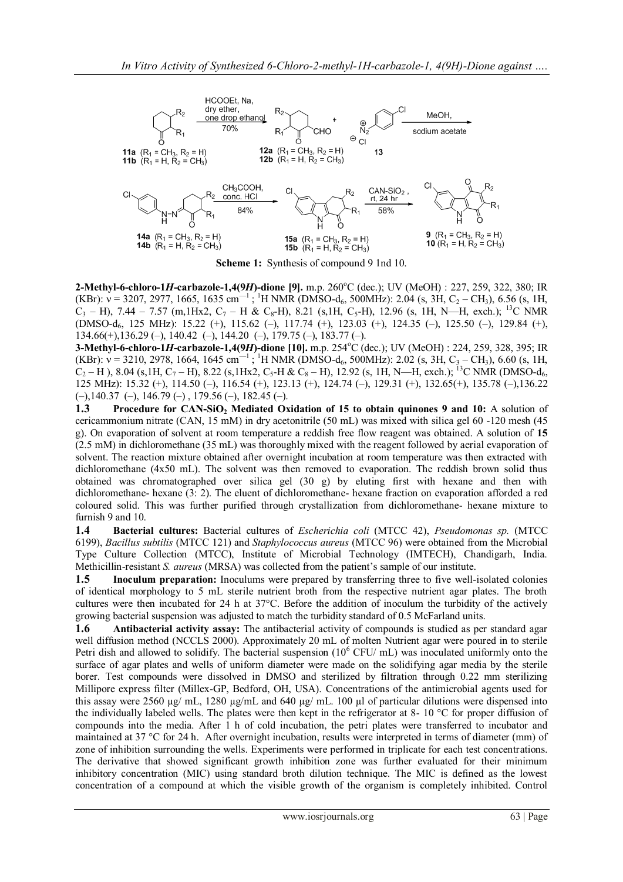**Scheme 1:** Synthesis of compound 9 1nd 10.

**2-Methyl-6-chloro-1*H*-carbazole-1,4(9*H*)-dione [9].** m.p. 260°C (dec.); UV (MeOH) : 227, 259, 322, 380; IR (KBr): ν = 3207, 2977, 1665, 1635 cm$^{-1}$ ; $^1$H NMR (DMSO-d$_6$, 500MHz): 2.04 (s, 3H, $C_2 - CH_3$), 6.56 (s, 1H, $C_3$ – H), 7.44 – 7.57 (m,1Hx2, $C_7$ – H & $C_8$-H), 8.21 (s,1H, $C_5$-H), 12.96 (s, 1H, N—H, exch.); $^{13}$C NMR (DMSO-d$_6$, 125 MHz): 15.22 (+), 115.62 (–), 117.74 (+), 123.03 (+), 124.35 (–), 125.50 (–), 129.84 (+), 134.66(+),136.29 (–), 140.42 (–), 144.20 (–), 179.75 (–), 183.77 (–).

**3-Methyl-6-chloro-1*H*-carbazole-1,4(9*H*)-dione [10].** m.p. 254°C (dec.); UV (MeOH) : 224, 259, 328, 395; IR (KBr): ν = 3210, 2978, 1664, 1645 cm$^{-1}$ ; $^1$H NMR (DMSO-d$_6$, 500MHz): 2.02 (s, 3H, $C_3 - CH_3$), 6.60 (s, 1H, $C_2$ – H ), 8.04 (s,1H, $C_7$ – H), 8.22 (s,1Hx2, $C_5$-H & $C_8$ – H), 12.92 (s, 1H, N—H, exch.); $^{13}$C NMR (DMSO-d$_6$, 125 MHz): 15.32 (+), 114.50 (–), 116.54 (+), 123.13 (+), 124.74 (–), 129.31 (+), 132.65(+), 135.78 (–),136.22 (–),140.37 (–), 146.79 (–) , 179.56 (–), 182.45 (–).

**1.3 Procedure for CAN-SiO$_2$ Mediated Oxidation of 15 to obtain quinones 9 and 10:** A solution of cericammonium nitrate (CAN, 15 mM) in dry acetonitrile (50 mL) was mixed with silica gel 60 -120 mesh (45 g). On evaporation of solvent at room temperature a reddish free flow reagent was obtained. A solution of **15** (2.5 mM) in dichloromethane (35 mL) was thoroughly mixed with the reagent followed by aerial evaporation of solvent. The reaction mixture obtained after overnight incubation at room temperature was then extracted with dichloromethane (4x50 mL). The solvent was then removed to evaporation. The reddish brown solid thus obtained was chromatographed over silica gel (30 g) by eluting first with hexane and then with dichloromethane- hexane (3: 2). The eluent of dichloromethane- hexane fraction on evaporation afforded a red coloured solid. This was further purified through crystallization from dichloromethane- hexane mixture to furnish 9 and 10.

**1.4 Bacterial cultures:** Bacterial cultures of *Escherichia coli* (MTCC 42), *Pseudomonas sp.* (MTCC 6199), *Bacillus subtilis* (MTCC 121) and *Staphylococcus aureus* (MTCC 96) were obtained from the Microbial Type Culture Collection (MTCC), Institute of Microbial Technology (IMTECH), Chandigarh, India. Methicillin-resistant *S. aureus* (MRSA) was collected from the patient's sample of our institute.

**1.5 Inoculum preparation:** Inoculums were prepared by transferring three to five well-isolated colonies of identical morphology to 5 mL sterile nutrient broth from the respective nutrient agar plates. The broth cultures were then incubated for 24 h at 37°C. Before the addition of inoculum the turbidity of the actively growing bacterial suspension was adjusted to match the turbidity standard of 0.5 McFarland units.

**1.6 Antibacterial activity assay:** The antibacterial activity of compounds is studied as per standard agar well diffusion method (NCCLS 2000). Approximately 20 mL of molten Nutrient agar were poured in to sterile Petri dish and allowed to solidify. The bacterial suspension ($10^6$ CFU/ mL) was inoculated uniformly onto the surface of agar plates and wells of uniform diameter were made on the solidifying agar media by the sterile borer. Test compounds were dissolved in DMSO and sterilized by filtration through 0.22 mm sterilizing Millipore express filter (Millex-GP, Bedford, OH, USA). Concentrations of the antimicrobial agents used for this assay were 2560 µg/ mL, 1280 µg/mL and 640 µg/ mL. 100 µl of particular dilutions were dispensed into the individually labeled wells. The plates were then kept in the refrigerator at 8- 10 °C for proper diffusion of compounds into the media. After 1 h of cold incubation, the petri plates were transferred to incubator and maintained at 37 °C for 24 h. After overnight incubation, results were interpreted in terms of diameter (mm) of zone of inhibition surrounding the wells. Experiments were performed in triplicate for each test concentrations. The derivative that showed significant growth inhibition zone was further evaluated for their minimum inhibitory concentration (MIC) using standard broth dilution technique. The MIC is defined as the lowest concentration of a compound at which the visible growth of the organism is completely inhibited. Control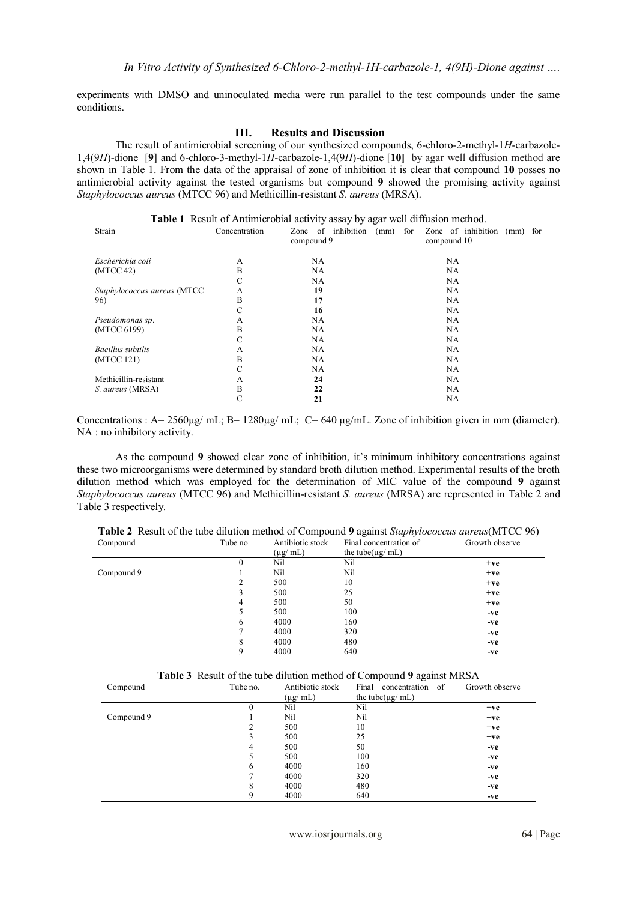experiments with DMSO and uninoculated media were run parallel to the test compounds under the same conditions.

## III. Results and Discussion

The result of antimicrobial screening of our synthesized compounds, 6-chloro-2-methyl-1*H*-carbazole-1,4(9*H*)-dione [**9**] and 6-chloro-3-methyl-1*H*-carbazole-1,4(9*H*)-dione [**10]** by agar well diffusion method are shown in Table 1. From the data of the appraisal of zone of inhibition it is clear that compound **10** posses no antimicrobial activity against the tested organisms but compound **9** showed the promising activity against *Staphylococcus aureus* (MTCC 96) and Methicillin-resistant *S. aureus* (MRSA).

**Table 1** Result of Antimicrobial activity assay by agar well diffusion method.

| Strain | Concentration | Zone of inhibition (mm) for compound 9 | Zone of inhibition (mm) for compound 10 |
|---|---|---|---|
| *Escherichia coli* (MTCC 42) | A | NA | NA |
| | B | NA | NA |
| | C | NA | NA |
| *Staphylococcus aureus* (MTCC 96) | A | **19** | NA |
| | B | **17** | NA |
| | C | **16** | NA |
| *Pseudomonas sp*. (MTCC 6199) | A | NA | NA |
| | B | NA | NA |
| | C | NA | NA |
| *Bacillus subtilis* (MTCC 121) | A | NA | NA |
| | B | NA | NA |
| | C | NA | NA |
| Methicillin-resistant *S. aureus* (MRSA) | A | **24** | NA |
| | B | **22** | NA |
| | C | **21** | NA |

Concentrations : A= 2560μg/ mL; B= 1280μg/ mL; C= 640 μg/mL. Zone of inhibition given in mm (diameter). NA : no inhibitory activity.

As the compound **9** showed clear zone of inhibition, it's minimum inhibitory concentrations against these two microorganisms were determined by standard broth dilution method. Experimental results of the broth dilution method which was employed for the determination of MIC value of the compound **9** against *Staphylococcus aureus* (MTCC 96) and Methicillin-resistant *S. aureus* (MRSA) are represented in Table 2 and Table 3 respectively.

**Table 2** Result of the tube dilution method of Compound **9** against *Staphylococcus aureus*(MTCC 96)

| Compound | Tube no | Antibiotic stock (μg/ mL) | Final concentration of the tube(μg/ mL) | Growth observe |
|---|---|---|---|---|
| | 0 | Nil | Nil | **+ve** |
| Compound 9 | 1 | Nil | Nil | **+ve** |
| | 2 | 500 | 10 | **+ve** |
| | 3 | 500 | 25 | **+ve** |
| | 4 | 500 | 50 | **+ve** |
| | 5 | 500 | 100 | **-ve** |
| | 6 | 4000 | 160 | **-ve** |
| | 7 | 4000 | 320 | **-ve** |
| | 8 | 4000 | 480 | **-ve** |
| | 9 | 4000 | 640 | **-ve** |

**Table 3** Result of the tube dilution method of Compound **9** against MRSA

| Compound | Tube no. | Antibiotic stock (μg/ mL) | Final concentration of the tube(μg/ mL) | Growth observe |
|---|---|---|---|---|
| | 0 | Nil | Nil | **+ve** |
| Compound 9 | 1 | Nil | Nil | **+ve** |
| | 2 | 500 | 10 | **+ve** |
| | 3 | 500 | 25 | **+ve** |
| | 4 | 500 | 50 | **-ve** |
| | 5 | 500 | 100 | **-ve** |
| | 6 | 4000 | 160 | **-ve** |
| | 7 | 4000 | 320 | **-ve** |
| | 8 | 4000 | 480 | **-ve** |
| | 9 | 4000 | 640 | **-ve** |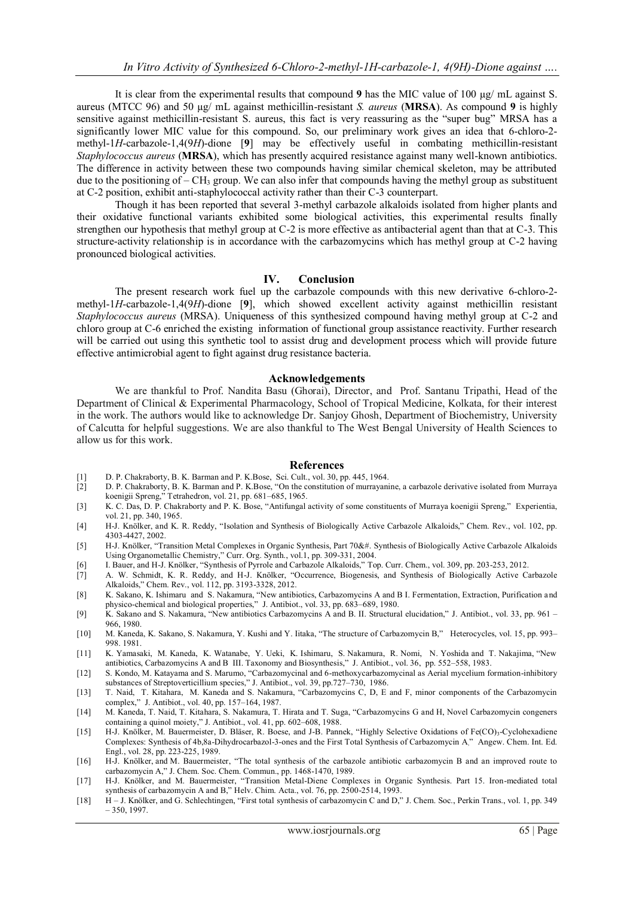It is clear from the experimental results that compound **9** has the MIC value of 100 µg/ mL against S. aureus (MTCC 96) and 50 µg/ mL against methicillin-resistant *S. aureus* (**MRSA**). As compound **9** is highly sensitive against methicillin-resistant S. aureus, this fact is very reassuring as the "super bug" MRSA has a significantly lower MIC value for this compound. So, our preliminary work gives an idea that 6-chloro-2-methyl-1*H*-carbazole-1,4(9*H*)-dione [**9**] may be effectively useful in combating methicillin-resistant *Staphylococcus aureus* (**MRSA**), which has presently acquired resistance against many well-known antibiotics. The difference in activity between these two compounds having similar chemical skeleton, may be attributed due to the positioning of – $CH_3$ group. We can also infer that compounds having the methyl group as substituent at C-2 position, exhibit anti-staphylococcal activity rather than their C-3 counterpart.

Though it has been reported that several 3-methyl carbazole alkaloids isolated from higher plants and their oxidative functional variants exhibited some biological activities, this experimental results finally strengthen our hypothesis that methyl group at C-2 is more effective as antibacterial agent than that at C-3. This structure-activity relationship is in accordance with the carbazomycins which has methyl group at C-2 having pronounced biological activities.

## IV. Conclusion

The present research work fuel up the carbazole compounds with this new derivative 6-chloro-2-methyl-1*H*-carbazole-1,4(9*H*)-dione [**9**], which showed excellent activity against methicillin resistant *Staphylococcus aureus* (MRSA). Uniqueness of this synthesized compound having methyl group at C-2 and chloro group at C-6 enriched the existing information of functional group assistance reactivity. Further research will be carried out using this synthetic tool to assist drug and development process which will provide future effective antimicrobial agent to fight against drug resistance bacteria.

## Acknowledgements

We are thankful to Prof. Nandita Basu (Ghorai), Director, and Prof. Santanu Tripathi, Head of the Department of Clinical & Experimental Pharmacology, School of Tropical Medicine, Kolkata, for their interest in the work. The authors would like to acknowledge Dr. Sanjoy Ghosh, Department of Biochemistry, University of Calcutta for helpful suggestions. We are also thankful to The West Bengal University of Health Sciences to allow us for this work.

## References

[1] D. P. Chakraborty, B. K. Barman and P. K.Bose, Sci. Cult., vol. 30, pp. 445, 1964.

[2] D. P. Chakraborty, B. K. Barman and P. K.Bose, "On the constitution of murrayanine, a carbazole derivative isolated from Murraya koenigii Spreng," Tetrahedron, vol. 21, pp. 681–685, 1965.

[3] K. C. Das, D. P. Chakraborty and P. K. Bose, "Antifungal activity of some constituents of Murraya koenigii Spreng," Experientia, vol. 21, pp. 340, 1965.

[4] H-J. Knölker, and K. R. Reddy, "Isolation and Synthesis of Biologically Active Carbazole Alkaloids," Chem. Rev., vol. 102, pp. 4303-4427, 2002.

[5] H-J. Knölker, "Transition Metal Complexes in Organic Synthesis, Part 70&#. Synthesis of Biologically Active Carbazole Alkaloids Using Organometallic Chemistry," Curr. Org. Synth., vol.1, pp. 309-331, 2004.

[6] I. Bauer, and H-J. Knölker, "Synthesis of Pyrrole and Carbazole Alkaloids," Top. Curr. Chem., vol. 309, pp. 203-253, 2012.

[7] A. W. Schmidt, K. R. Reddy, and H-J. Knölker, "Occurrence, Biogenesis, and Synthesis of Biologically Active Carbazole Alkaloids," Chem. Rev., vol. 112, pp. 3193-3328, 2012.

[8] K. Sakano, K. Ishimaru and S. Nakamura, "New antibiotics, Carbazomycins A and B I. Fermentation, Extraction, Purification and physico-chemical and biological properties," J. Antibiot., vol. 33, pp. 683–689, 1980.

[9] K. Sakano and S. Nakamura, "New antibiotics Carbazomycins A and B. II. Structural elucidation," J. Antibiot., vol. 33, pp. 961 – 966, 1980.

[10] M. Kaneda, K. Sakano, S. Nakamura, Y. Kushi and Y. Iitaka, "The structure of Carbazomycin B," Heterocycles, vol. 15, pp. 993–998. 1981.

[11] K. Yamasaki, M. Kaneda, K. Watanabe, Y. Ueki, K. Ishimaru, S. Nakamura, R. Nomi, N. Yoshida and T. Nakajima, "New antibiotics, Carbazomycins A and B III. Taxonomy and Biosynthesis," J. Antibiot., vol. 36, pp. 552–558, 1983.

[12] S. Kondo, M. Katayama and S. Marumo, "Carbazomycinal and 6-methoxycarbazomycinal as Aerial mycelium formation-inhibitory substances of Streptoverticillium species," J. Antibiot., vol. 39, pp.727–730, 1986.

[13] T. Naid, T. Kitahara, M. Kaneda and S. Nakamura, "Carbazomycins C, D, E and F, minor components of the Carbazomycin complex," J. Antibiot., vol. 40, pp. 157–164, 1987.

[14] M. Kaneda, T. Naid, T. Kitahara, S. Nakamura, T. Hirata and T. Suga, "Carbazomycins G and H, Novel Carbazomycin congeners containing a quinol moiety," J. Antibiot., vol. 41, pp. 602–608, 1988.

[15] H-J. Knölker, M. Bauermeister, D. Bläser, R. Boese, and J-B. Pannek, "Highly Selective Oxidations of $Fe(CO)_3$-Cyclohexadiene Complexes: Synthesis of 4b,8a-Dihydrocarbazol-3-ones and the First Total Synthesis of Carbazomycin A," Angew. Chem. Int. Ed. Engl., vol. 28, pp. 223-225, 1989.

[16] H-J. Knölker, and M. Bauermeister, "The total synthesis of the carbazole antibiotic carbazomycin B and an improved route to carbazomycin A," J. Chem. Soc. Chem. Commun., pp. 1468-1470, 1989.

[17] H-J. Knölker, and M. Bauermeister, "Transition Metal-Diene Complexes in Organic Synthesis. Part 15. Iron-mediated total synthesis of carbazomycin A and B," Helv. Chim. Acta., vol. 76, pp. 2500-2514, 1993.

[18] H – J. Knölker, and G. Schlechtingen, "First total synthesis of carbazomycin C and D," J. Chem. Soc., Perkin Trans., vol. 1, pp. 349 – 350, 1997.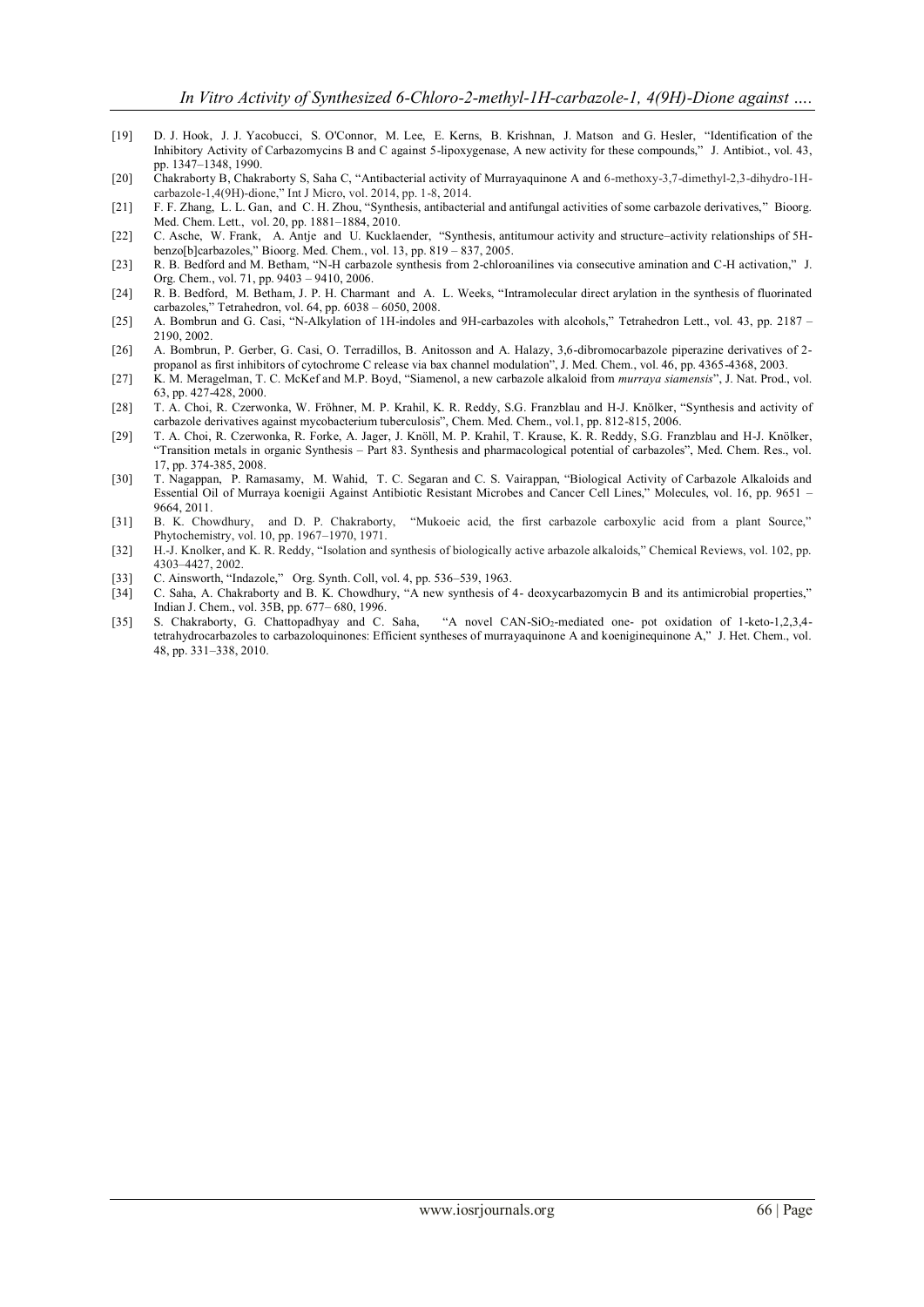[19] D. J. Hook, J. J. Yacobucci, S. O'Connor, M. Lee, E. Kerns, B. Krishnan, J. Matson and G. Hesler, "Identification of the Inhibitory Activity of Carbazomycins B and C against 5-lipoxygenase, A new activity for these compounds," J. Antibiot., vol. 43, pp. 1347–1348, 1990.

[20] Chakraborty B, Chakraborty S, Saha C, "Antibacterial activity of Murrayaquinone A and 6-methoxy-3,7-dimethyl-2,3-dihydro-1H-carbazole-1,4(9H)-dione," Int J Micro, vol. 2014, pp. 1-8, 2014.

[21] F. F. Zhang, L. L. Gan, and C. H. Zhou, "Synthesis, antibacterial and antifungal activities of some carbazole derivatives," Bioorg. Med. Chem. Lett., vol. 20, pp. 1881–1884, 2010.

[22] C. Asche, W. Frank, A. Antje and U. Kucklaender, "Synthesis, antitumour activity and structure–activity relationships of 5H-benzo[b]carbazoles," Bioorg. Med. Chem., vol. 13, pp. 819 – 837, 2005.

[23] R. B. Bedford and M. Betham, "N-H carbazole synthesis from 2-chloroanilines via consecutive amination and C-H activation," J. Org. Chem., vol. 71, pp. 9403 – 9410, 2006.

[24] R. B. Bedford, M. Betham, J. P. H. Charmant and A. L. Weeks, "Intramolecular direct arylation in the synthesis of fluorinated carbazoles," Tetrahedron, vol. 64, pp. 6038 – 6050, 2008.

[25] A. Bombrun and G. Casi, "N-Alkylation of 1H-indoles and 9H-carbazoles with alcohols," Tetrahedron Lett., vol. 43, pp. 2187 – 2190, 2002.

[26] A. Bombrun, P. Gerber, G. Casi, O. Terradillos, B. Anitosson and A. Halazy, 3,6-dibromocarbazole piperazine derivatives of 2-propanol as first inhibitors of cytochrome C release via bax channel modulation", J. Med. Chem., vol. 46, pp. 4365-4368, 2003.

[27] K. M. Meragelman, T. C. McKef and M.P. Boyd, "Siamenol, a new carbazole alkaloid from *murraya siamensis*", J. Nat. Prod., vol. 63, pp. 427-428, 2000.

[28] T. A. Choi, R. Czerwonka, W. Fröhner, M. P. Krahil, K. R. Reddy, S.G. Franzblau and H-J. Knölker, "Synthesis and activity of carbazole derivatives against mycobacterium tuberculosis", Chem. Med. Chem., vol.1, pp. 812-815, 2006.

[29] T. A. Choi, R. Czerwonka, R. Forke, A. Jager, J. Knöll, M. P. Krahil, T. Krause, K. R. Reddy, S.G. Franzblau and H-J. Knölker, "Transition metals in organic Synthesis – Part 83. Synthesis and pharmacological potential of carbazoles", Med. Chem. Res., vol. 17, pp. 374-385, 2008.

[30] T. Nagappan, P. Ramasamy, M. Wahid, T. C. Segaran and C. S. Vairappan, "Biological Activity of Carbazole Alkaloids and Essential Oil of Murraya koenigii Against Antibiotic Resistant Microbes and Cancer Cell Lines," Molecules, vol. 16, pp. 9651 – 9664, 2011.

[31] B. K. Chowdhury, and D. P. Chakraborty, "Mukoeic acid, the first carbazole carboxylic acid from a plant Source," Phytochemistry, vol. 10, pp. 1967–1970, 1971.

[32] H.-J. Knolker, and K. R. Reddy, "Isolation and synthesis of biologically active arbazole alkaloids," Chemical Reviews, vol. 102, pp. 4303–4427, 2002.

[33] C. Ainsworth, "Indazole," Org. Synth. Coll, vol. 4, pp. 536–539, 1963.

[34] C. Saha, A. Chakraborty and B. K. Chowdhury, "A new synthesis of 4- deoxycarbazomycin B and its antimicrobial properties," Indian J. Chem., vol. 35B, pp. 677– 680, 1996.

[35] S. Chakraborty, G. Chattopadhyay and C. Saha, "A novel CAN-$SiO_2$-mediated one- pot oxidation of 1-keto-1,2,3,4-tetrahydrocarbazoles to carbazoloquinones: Efficient syntheses of murrayaquinone A and koeniginequinone A," J. Het. Chem., vol. 48, pp. 331–338, 2010.